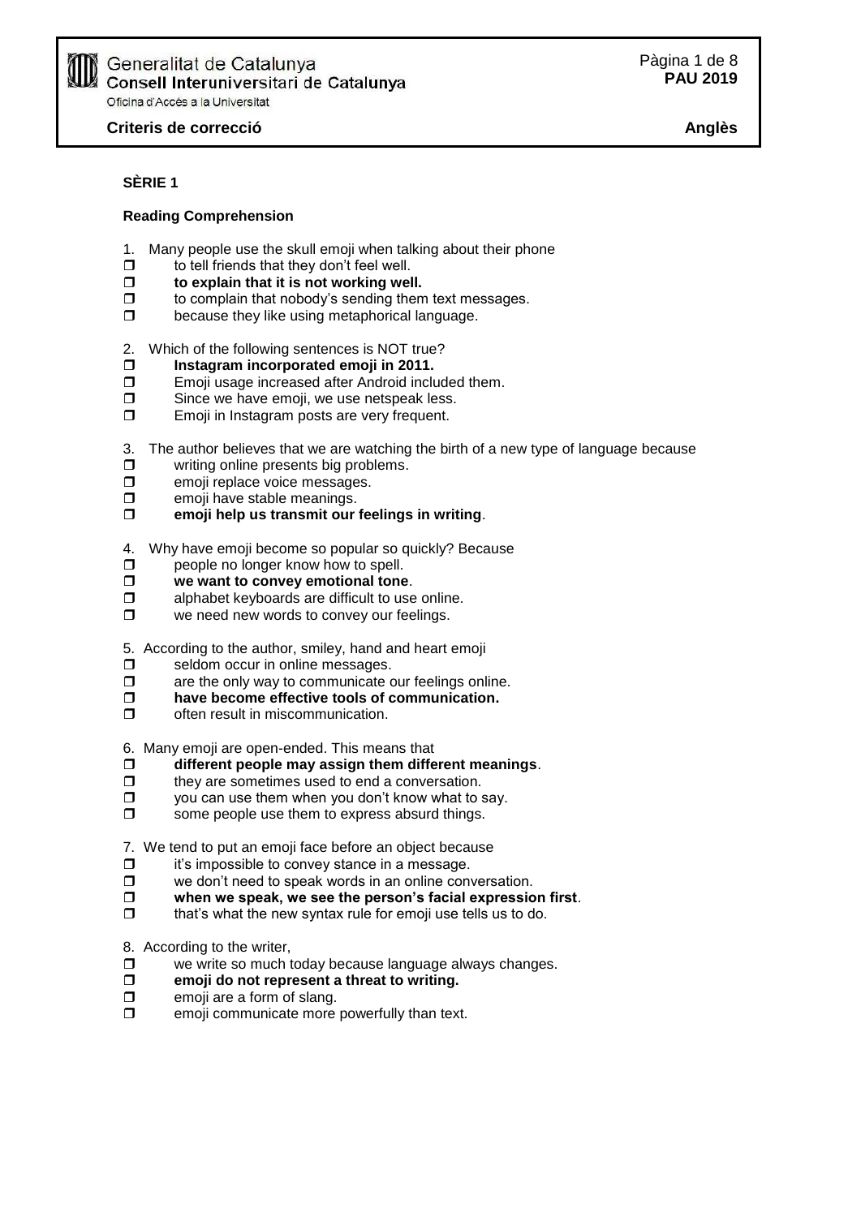Generalitat de Catalunya
Consell Interuniversitari de Catalunya
Oficina d'Accés a la Universitat

**PAU 2019**

**Criteris de correcció** **Anglès**

**SÈRIE 1**

**Reading Comprehension**

1. Many people use the skull emoji when talking about their phone
   - ☐ to tell friends that they don't feel well.
   - ☐ **to explain that it is not working well.**
   - ☐ to complain that nobody's sending them text messages.
   - ☐ because they like using metaphorical language.

2. Which of the following sentences is NOT true?
   - ☐ **Instagram incorporated emoji in 2011.**
   - ☐ Emoji usage increased after Android included them.
   - ☐ Since we have emoji, we use netspeak less.
   - ☐ Emoji in Instagram posts are very frequent.

3. The author believes that we are watching the birth of a new type of language because
   - ☐ writing online presents big problems.
   - ☐ emoji replace voice messages.
   - ☐ emoji have stable meanings.
   - ☐ **emoji help us transmit our feelings in writing**.

4. Why have emoji become so popular so quickly? Because
   - ☐ people no longer know how to spell.
   - ☐ **we want to convey emotional tone**.
   - ☐ alphabet keyboards are difficult to use online.
   - ☐ we need new words to convey our feelings.

5. According to the author, smiley, hand and heart emoji
   - ☐ seldom occur in online messages.
   - ☐ are the only way to communicate our feelings online.
   - ☐ **have become effective tools of communication.**
   - ☐ often result in miscommunication.

6. Many emoji are open-ended. This means that
   - ☐ **different people may assign them different meanings**.
   - ☐ they are sometimes used to end a conversation.
   - ☐ you can use them when you don't know what to say.
   - ☐ some people use them to express absurd things.

7. We tend to put an emoji face before an object because
   - ☐ it's impossible to convey stance in a message.
   - ☐ we don't need to speak words in an online conversation.
   - ☐ **when we speak, we see the person's facial expression first**.
   - ☐ that's what the new syntax rule for emoji use tells us to do.

8. According to the writer,
   - ☐ we write so much today because language always changes.
   - ☐ **emoji do not represent a threat to writing.**
   - ☐ emoji are a form of slang.
   - ☐ emoji communicate more powerfully than text.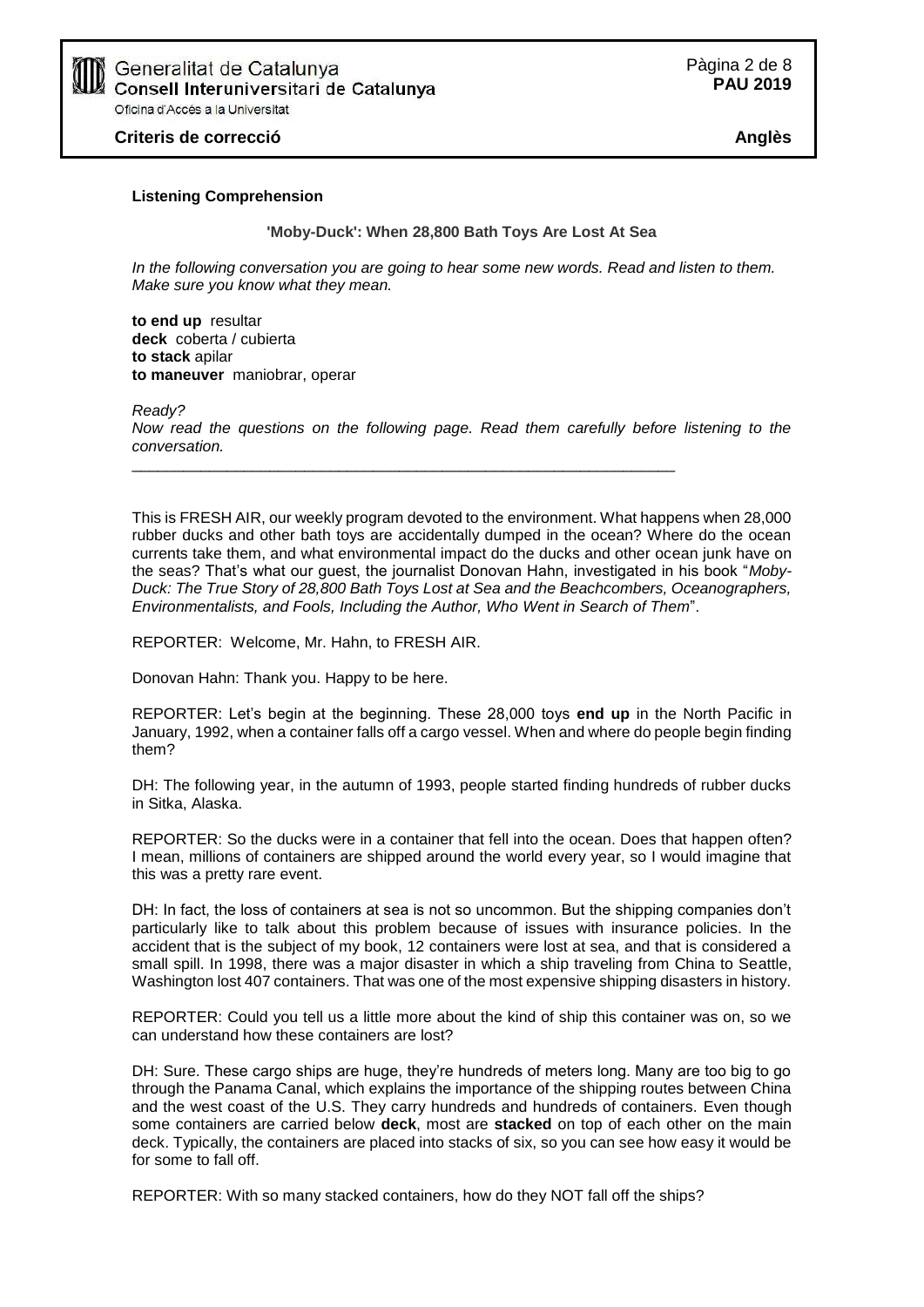## Listening Comprehension

### 'Moby-Duck': When 28,800 Bath Toys Are Lost At Sea

*In the following conversation you are going to hear some new words. Read and listen to them. Make sure you know what they mean.*

**to end up** resultar
**deck** coberta / cubierta
**to stack** apilar
**to maneuver** maniobrar, operar

*Ready?*
*Now read the questions on the following page. Read them carefully before listening to the conversation.*

---

This is FRESH AIR, our weekly program devoted to the environment. What happens when 28,000 rubber ducks and other bath toys are accidentally dumped in the ocean? Where do the ocean currents take them, and what environmental impact do the ducks and other ocean junk have on the seas? That's what our guest, the journalist Donovan Hahn, investigated in his book "*Moby-Duck: The True Story of 28,800 Bath Toys Lost at Sea and the Beachcombers, Oceanographers, Environmentalists, and Fools, Including the Author, Who Went in Search of Them*".

REPORTER: Welcome, Mr. Hahn, to FRESH AIR.

Donovan Hahn: Thank you. Happy to be here.

REPORTER: Let's begin at the beginning. These 28,000 toys **end up** in the North Pacific in January, 1992, when a container falls off a cargo vessel. When and where do people begin finding them?

DH: The following year, in the autumn of 1993, people started finding hundreds of rubber ducks in Sitka, Alaska.

REPORTER: So the ducks were in a container that fell into the ocean. Does that happen often? I mean, millions of containers are shipped around the world every year, so I would imagine that this was a pretty rare event.

DH: In fact, the loss of containers at sea is not so uncommon. But the shipping companies don't particularly like to talk about this problem because of issues with insurance policies. In the accident that is the subject of my book, 12 containers were lost at sea, and that is considered a small spill. In 1998, there was a major disaster in which a ship traveling from China to Seattle, Washington lost 407 containers. That was one of the most expensive shipping disasters in history.

REPORTER: Could you tell us a little more about the kind of ship this container was on, so we can understand how these containers are lost?

DH: Sure. These cargo ships are huge, they're hundreds of meters long. Many are too big to go through the Panama Canal, which explains the importance of the shipping routes between China and the west coast of the U.S. They carry hundreds and hundreds of containers. Even though some containers are carried below **deck**, most are **stacked** on top of each other on the main deck. Typically, the containers are placed into stacks of six, so you can see how easy it would be for some to fall off.

REPORTER: With so many stacked containers, how do they NOT fall off the ships?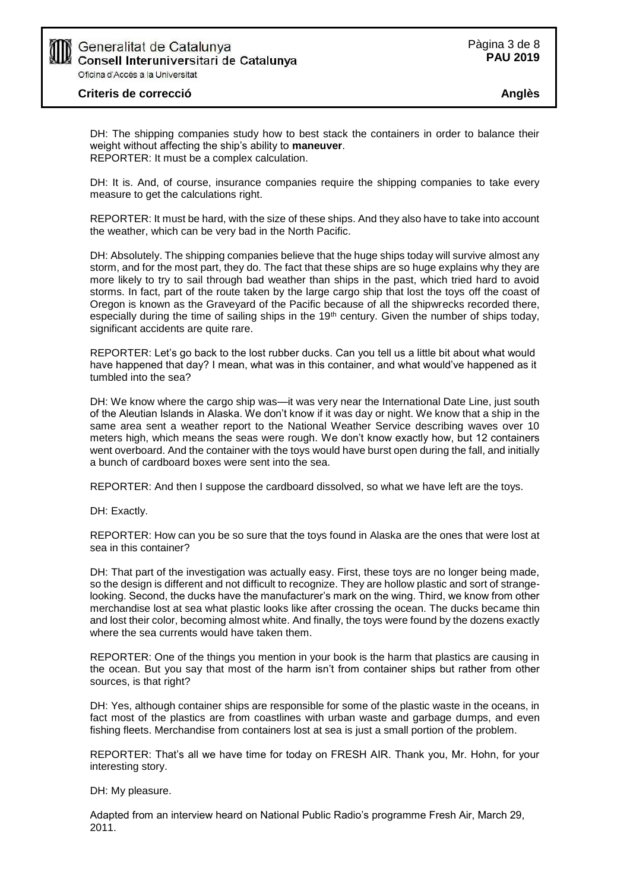DH: The shipping companies study how to best stack the containers in order to balance their weight without affecting the ship's ability to **maneuver**.
REPORTER: It must be a complex calculation.

DH: It is. And, of course, insurance companies require the shipping companies to take every measure to get the calculations right.

REPORTER: It must be hard, with the size of these ships. And they also have to take into account the weather, which can be very bad in the North Pacific.

DH: Absolutely. The shipping companies believe that the huge ships today will survive almost any storm, and for the most part, they do. The fact that these ships are so huge explains why they are more likely to try to sail through bad weather than ships in the past, which tried hard to avoid storms. In fact, part of the route taken by the large cargo ship that lost the toys off the coast of Oregon is known as the Graveyard of the Pacific because of all the shipwrecks recorded there, especially during the time of sailing ships in the 19th century. Given the number of ships today, significant accidents are quite rare.

REPORTER: Let's go back to the lost rubber ducks. Can you tell us a little bit about what would have happened that day? I mean, what was in this container, and what would've happened as it tumbled into the sea?

DH: We know where the cargo ship was—it was very near the International Date Line, just south of the Aleutian Islands in Alaska. We don't know if it was day or night. We know that a ship in the same area sent a weather report to the National Weather Service describing waves over 10 meters high, which means the seas were rough. We don't know exactly how, but 12 containers went overboard. And the container with the toys would have burst open during the fall, and initially a bunch of cardboard boxes were sent into the sea.

REPORTER: And then I suppose the cardboard dissolved, so what we have left are the toys.

DH: Exactly.

REPORTER: How can you be so sure that the toys found in Alaska are the ones that were lost at sea in this container?

DH: That part of the investigation was actually easy. First, these toys are no longer being made, so the design is different and not difficult to recognize. They are hollow plastic and sort of strange-looking. Second, the ducks have the manufacturer's mark on the wing. Third, we know from other merchandise lost at sea what plastic looks like after crossing the ocean. The ducks became thin and lost their color, becoming almost white. And finally, the toys were found by the dozens exactly where the sea currents would have taken them.

REPORTER: One of the things you mention in your book is the harm that plastics are causing in the ocean. But you say that most of the harm isn't from container ships but rather from other sources, is that right?

DH: Yes, although container ships are responsible for some of the plastic waste in the oceans, in fact most of the plastics are from coastlines with urban waste and garbage dumps, and even fishing fleets. Merchandise from containers lost at sea is just a small portion of the problem.

REPORTER: That's all we have time for today on FRESH AIR. Thank you, Mr. Hohn, for your interesting story.

DH: My pleasure.

Adapted from an interview heard on National Public Radio's programme Fresh Air, March 29, 2011.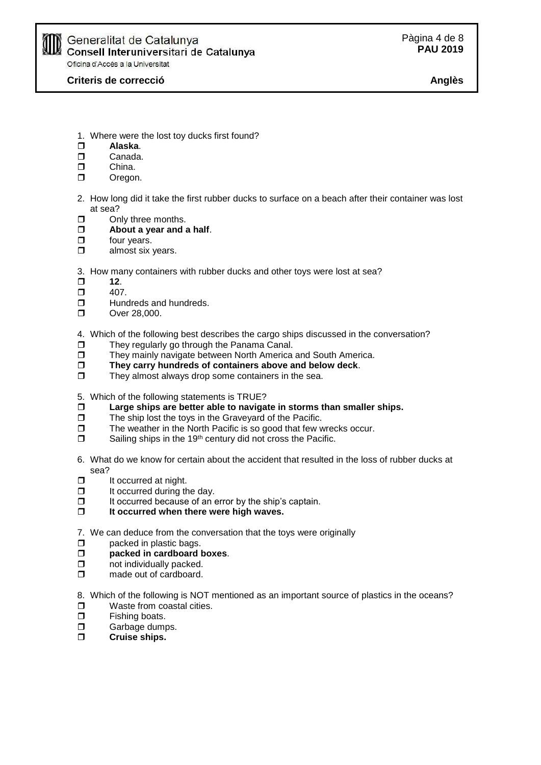1. Where were the lost toy ducks first found?
   - ❒ **Alaska**.
   - ❒ Canada.
   - ❒ China.
   - ❒ Oregon.

2. How long did it take the first rubber ducks to surface on a beach after their container was lost at sea?
   - ❒ Only three months.
   - ❒ **About a year and a half**.
   - ❒ four years.
   - ❒ almost six years.

3. How many containers with rubber ducks and other toys were lost at sea?
   - ❒ **12**.
   - ❒ 407.
   - ❒ Hundreds and hundreds.
   - ❒ Over 28,000.

4. Which of the following best describes the cargo ships discussed in the conversation?
   - ❒ They regularly go through the Panama Canal.
   - ❒ They mainly navigate between North America and South America.
   - ❒ **They carry hundreds of containers above and below deck**.
   - ❒ They almost always drop some containers in the sea.

5. Which of the following statements is TRUE?
   - ❒ **Large ships are better able to navigate in storms than smaller ships.**
   - ❒ The ship lost the toys in the Graveyard of the Pacific.
   - ❒ The weather in the North Pacific is so good that few wrecks occur.
   - ❒ Sailing ships in the 19th century did not cross the Pacific.

6. What do we know for certain about the accident that resulted in the loss of rubber ducks at sea?
   - ❒ It occurred at night.
   - ❒ It occurred during the day.
   - ❒ It occurred because of an error by the ship's captain.
   - ❒ **It occurred when there were high waves.**

7. We can deduce from the conversation that the toys were originally
   - ❒ packed in plastic bags.
   - ❒ **packed in cardboard boxes**.
   - ❒ not individually packed.
   - ❒ made out of cardboard.

8. Which of the following is NOT mentioned as an important source of plastics in the oceans?
   - ❒ Waste from coastal cities.
   - ❒ Fishing boats.
   - ❒ Garbage dumps.
   - ❒ **Cruise ships.**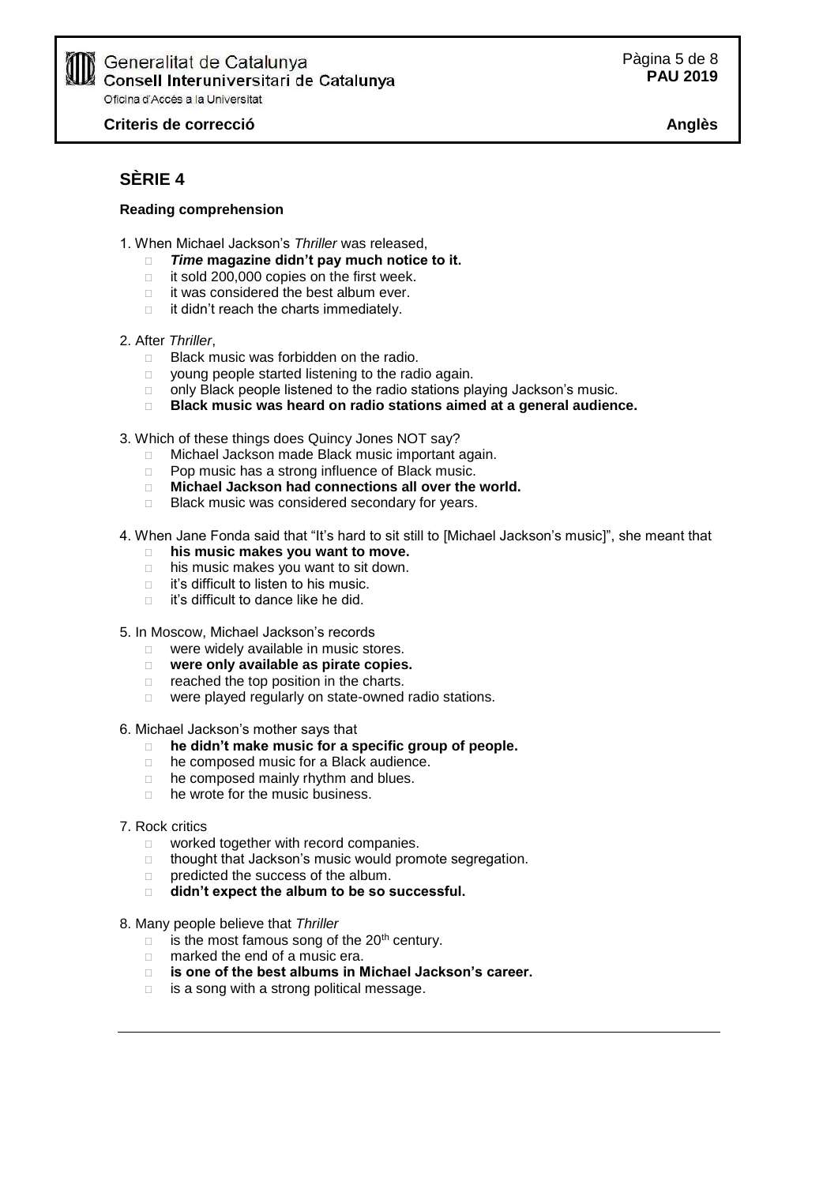## SÈRIE 4

**Reading comprehension**

1. When Michael Jackson's *Thriller* was released,
   - ***Time* magazine didn't pay much notice to it.**
   - it sold 200,000 copies on the first week.
   - it was considered the best album ever.
   - it didn't reach the charts immediately.

2. After *Thriller*,
   - Black music was forbidden on the radio.
   - young people started listening to the radio again.
   - only Black people listened to the radio stations playing Jackson's music.
   - **Black music was heard on radio stations aimed at a general audience.**

3. Which of these things does Quincy Jones NOT say?
   - Michael Jackson made Black music important again.
   - Pop music has a strong influence of Black music.
   - **Michael Jackson had connections all over the world.**
   - Black music was considered secondary for years.

4. When Jane Fonda said that "It's hard to sit still to [Michael Jackson's music]", she meant that
   - **his music makes you want to move.**
   - his music makes you want to sit down.
   - it's difficult to listen to his music.
   - it's difficult to dance like he did.

5. In Moscow, Michael Jackson's records
   - were widely available in music stores.
   - **were only available as pirate copies.**
   - reached the top position in the charts.
   - were played regularly on state-owned radio stations.

6. Michael Jackson's mother says that
   - **he didn't make music for a specific group of people.**
   - he composed music for a Black audience.
   - he composed mainly rhythm and blues.
   - he wrote for the music business.

7. Rock critics
   - worked together with record companies.
   - thought that Jackson's music would promote segregation.
   - predicted the success of the album.
   - **didn't expect the album to be so successful.**

8. Many people believe that *Thriller*
   - is the most famous song of the 20th century.
   - marked the end of a music era.
   - **is one of the best albums in Michael Jackson's career.**
   - is a song with a strong political message.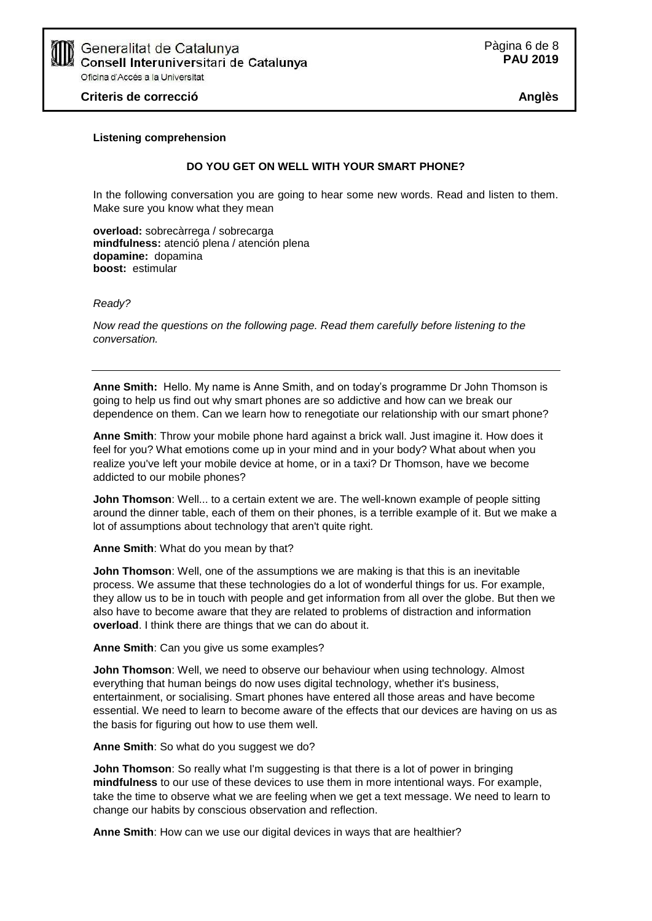**Listening comprehension**

**DO YOU GET ON WELL WITH YOUR SMART PHONE?**

In the following conversation you are going to hear some new words. Read and listen to them. Make sure you know what they mean

**overload:** sobrecàrrega / sobrecarga
**mindfulness:** atenció plena / atención plena
**dopamine:** dopamina
**boost:** estimular

*Ready?*

*Now read the questions on the following page. Read them carefully before listening to the conversation.*

---

**Anne Smith:** Hello. My name is Anne Smith, and on today's programme Dr John Thomson is going to help us find out why smart phones are so addictive and how can we break our dependence on them. Can we learn how to renegotiate our relationship with our smart phone?

**Anne Smith**: Throw your mobile phone hard against a brick wall. Just imagine it. How does it feel for you? What emotions come up in your mind and in your body? What about when you realize you've left your mobile device at home, or in a taxi? Dr Thomson, have we become addicted to our mobile phones?

**John Thomson**: Well... to a certain extent we are. The well-known example of people sitting around the dinner table, each of them on their phones, is a terrible example of it. But we make a lot of assumptions about technology that aren't quite right.

**Anne Smith**: What do you mean by that?

**John Thomson**: Well, one of the assumptions we are making is that this is an inevitable process. We assume that these technologies do a lot of wonderful things for us. For example, they allow us to be in touch with people and get information from all over the globe. But then we also have to become aware that they are related to problems of distraction and information **overload**. I think there are things that we can do about it.

**Anne Smith**: Can you give us some examples?

**John Thomson**: Well, we need to observe our behaviour when using technology. Almost everything that human beings do now uses digital technology, whether it's business, entertainment, or socialising. Smart phones have entered all those areas and have become essential. We need to learn to become aware of the effects that our devices are having on us as the basis for figuring out how to use them well.

**Anne Smith**: So what do you suggest we do?

**John Thomson**: So really what I'm suggesting is that there is a lot of power in bringing **mindfulness** to our use of these devices to use them in more intentional ways. For example, take the time to observe what we are feeling when we get a text message. We need to learn to change our habits by conscious observation and reflection.

**Anne Smith**: How can we use our digital devices in ways that are healthier?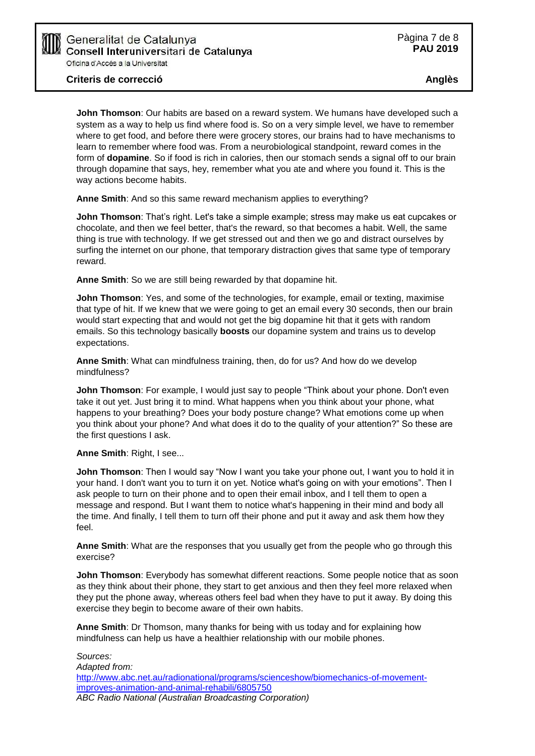**John Thomson**: Our habits are based on a reward system. We humans have developed such a system as a way to help us find where food is. So on a very simple level, we have to remember where to get food, and before there were grocery stores, our brains had to have mechanisms to learn to remember where food was. From a neurobiological standpoint, reward comes in the form of **dopamine**. So if food is rich in calories, then our stomach sends a signal off to our brain through dopamine that says, hey, remember what you ate and where you found it. This is the way actions become habits.

**Anne Smith**: And so this same reward mechanism applies to everything?

**John Thomson**: That's right. Let's take a simple example; stress may make us eat cupcakes or chocolate, and then we feel better, that's the reward, so that becomes a habit. Well, the same thing is true with technology. If we get stressed out and then we go and distract ourselves by surfing the internet on our phone, that temporary distraction gives that same type of temporary reward.

**Anne Smith**: So we are still being rewarded by that dopamine hit.

**John Thomson**: Yes, and some of the technologies, for example, email or texting, maximise that type of hit. If we knew that we were going to get an email every 30 seconds, then our brain would start expecting that and would not get the big dopamine hit that it gets with random emails. So this technology basically **boosts** our dopamine system and trains us to develop expectations.

**Anne Smith**: What can mindfulness training, then, do for us? And how do we develop mindfulness?

**John Thomson**: For example, I would just say to people "Think about your phone. Don't even take it out yet. Just bring it to mind. What happens when you think about your phone, what happens to your breathing? Does your body posture change? What emotions come up when you think about your phone? And what does it do to the quality of your attention?" So these are the first questions I ask.

**Anne Smith**: Right, I see...

**John Thomson**: Then I would say "Now I want you take your phone out, I want you to hold it in your hand. I don't want you to turn it on yet. Notice what's going on with your emotions". Then I ask people to turn on their phone and to open their email inbox, and I tell them to open a message and respond. But I want them to notice what's happening in their mind and body all the time. And finally, I tell them to turn off their phone and put it away and ask them how they feel.

**Anne Smith**: What are the responses that you usually get from the people who go through this exercise?

**John Thomson**: Everybody has somewhat different reactions. Some people notice that as soon as they think about their phone, they start to get anxious and then they feel more relaxed when they put the phone away, whereas others feel bad when they have to put it away. By doing this exercise they begin to become aware of their own habits.

**Anne Smith**: Dr Thomson, many thanks for being with us today and for explaining how mindfulness can help us have a healthier relationship with our mobile phones.

*Sources:*
*Adapted from:*
[http://www.abc.net.au/radionational/programs/scienceshow/biomechanics-of-movement-improves-animation-and-animal-rehabili/6805750](http://www.abc.net.au/radionational/programs/scienceshow/biomechanics-of-movement-improves-animation-and-animal-rehabili/6805750)
*ABC Radio National (Australian Broadcasting Corporation)*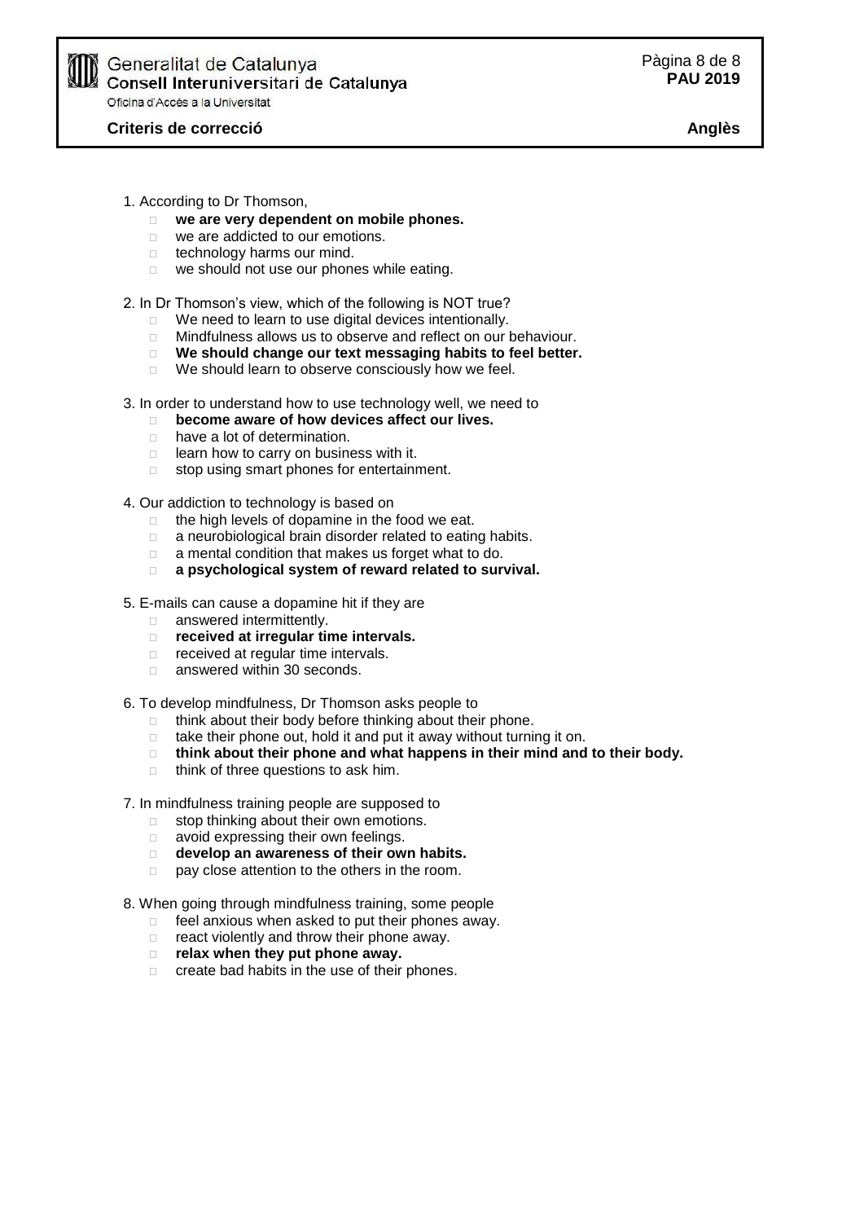1. According to Dr Thomson,
   - **we are very dependent on mobile phones.**
   - we are addicted to our emotions.
   - technology harms our mind.
   - we should not use our phones while eating.

2. In Dr Thomson's view, which of the following is NOT true?
   - We need to learn to use digital devices intentionally.
   - Mindfulness allows us to observe and reflect on our behaviour.
   - **We should change our text messaging habits to feel better.**
   - We should learn to observe consciously how we feel.

3. In order to understand how to use technology well, we need to
   - **become aware of how devices affect our lives.**
   - have a lot of determination.
   - learn how to carry on business with it.
   - stop using smart phones for entertainment.

4. Our addiction to technology is based on
   - the high levels of dopamine in the food we eat.
   - a neurobiological brain disorder related to eating habits.
   - a mental condition that makes us forget what to do.
   - **a psychological system of reward related to survival.**

5. E-mails can cause a dopamine hit if they are
   - answered intermittently.
   - **received at irregular time intervals.**
   - received at regular time intervals.
   - answered within 30 seconds.

6. To develop mindfulness, Dr Thomson asks people to
   - think about their body before thinking about their phone.
   - take their phone out, hold it and put it away without turning it on.
   - **think about their phone and what happens in their mind and to their body.**
   - think of three questions to ask him.

7. In mindfulness training people are supposed to
   - stop thinking about their own emotions.
   - avoid expressing their own feelings.
   - **develop an awareness of their own habits.**
   - pay close attention to the others in the room.

8. When going through mindfulness training, some people
   - feel anxious when asked to put their phones away.
   - react violently and throw their phone away.
   - **relax when they put phone away.**
   - create bad habits in the use of their phones.